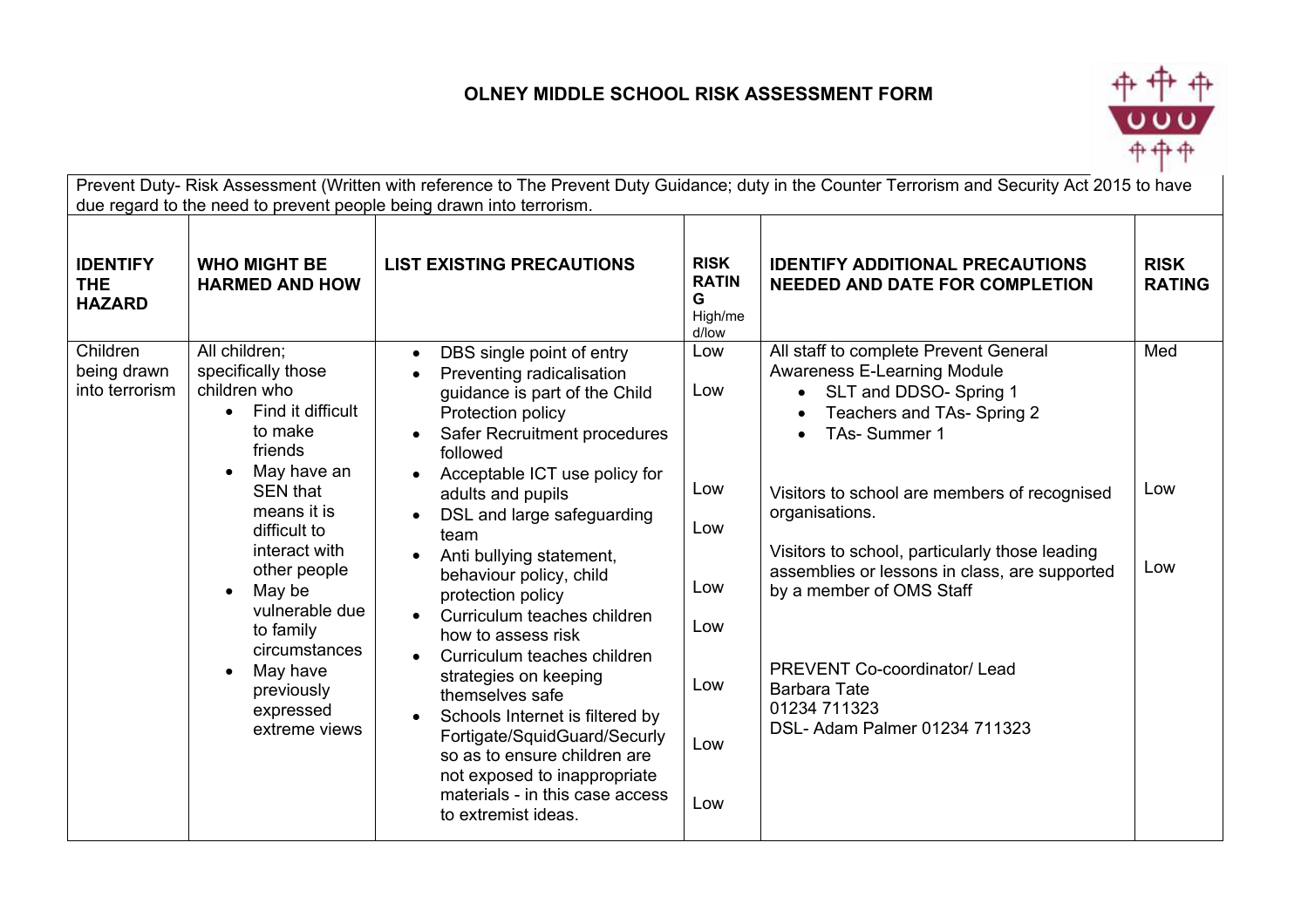# OLNEY MIDDLE SCHOOL RISK ASSESSMENT FORM

Prevent Duty- Risk Assessment (Written with reference to The Prevent Duty Guidance; duty in the Counter Terrorism and Security Act 2015 to have due regard to the need to prevent people being drawn into terrorism.

| IDENTIFY THE HAZARD | WHO MIGHT BE HARMED AND HOW | LIST EXISTING PRECAUTIONS | RISK RATING High/med/low | IDENTIFY ADDITIONAL PRECAUTIONS NEEDED AND DATE FOR COMPLETION | RISK RATING |
|---|---|---|---|---|---|
| Children being drawn into terrorism | All children; specifically those children who<br>• Find it difficult to make friends<br>• May have an SEN that means it is difficult to interact with other people<br>• May be vulnerable due to family circumstances<br>• May have previously expressed extreme views | • DBS single point of entry | Low | All staff to complete Prevent General Awareness E-Learning Module<br>• SLT and DDSO- Spring 1<br>• Teachers and TAs- Spring 2<br>• TAs- Summer 1 | Med |
| | | • Preventing radicalisation guidance is part of the Child Protection policy | Low | | |
| | | • Safer Recruitment procedures followed | | | |
| | | • Acceptable ICT use policy for adults and pupils | Low | Visitors to school are members of recognised organisations. | Low |
| | | • DSL and large safeguarding team | Low | | |
| | | • Anti bullying statement, behaviour policy, child protection policy | Low | Visitors to school, particularly those leading assemblies or lessons in class, are supported by a member of OMS Staff | Low |
| | | • Curriculum teaches children how to assess risk | Low | | |
| | | • Curriculum teaches children strategies on keeping themselves safe | Low | PREVENT Co-coordinator/ Lead<br>Barbara Tate<br>01234 711323<br>DSL- Adam Palmer 01234 711323 | |
| | | • Schools Internet is filtered by Fortigate/SquidGuard/Securly so as to ensure children are not exposed to inappropriate materials - in this case access to extremist ideas. | Low | | |
| | | | Low | | |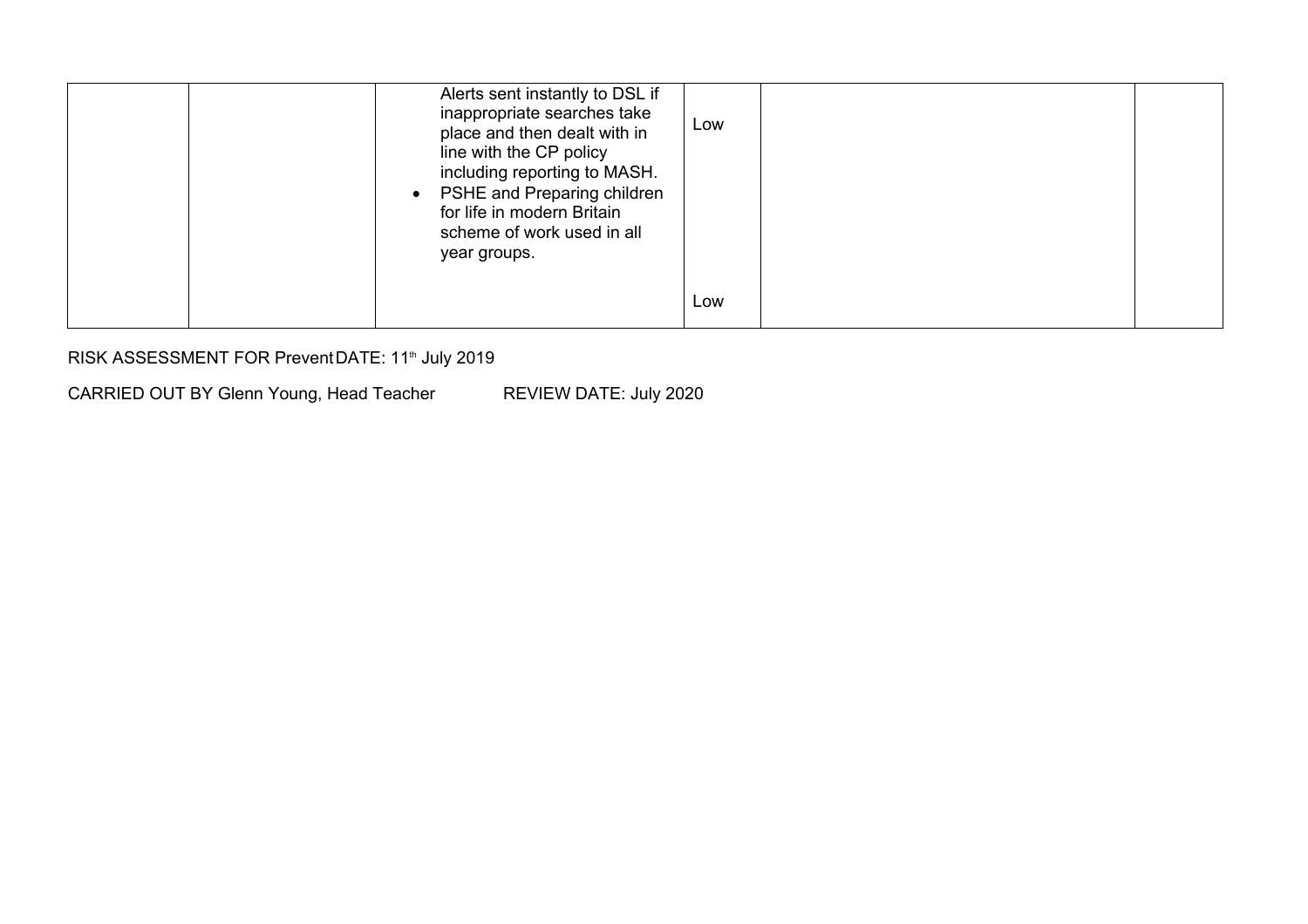| | | | | | |
|---|---|---|---|---|---|
| | | Alerts sent instantly to DSL if inappropriate searches take place and then dealt with in line with the CP policy including reporting to MASH.<br>• PSHE and Preparing children for life in modern Britain scheme of work used in all year groups. | Low<br><br>Low | | |

RISK ASSESSMENT FOR Prevent DATE: 11th July 2019

CARRIED OUT BY Glenn Young, Head Teacher REVIEW DATE: July 2020